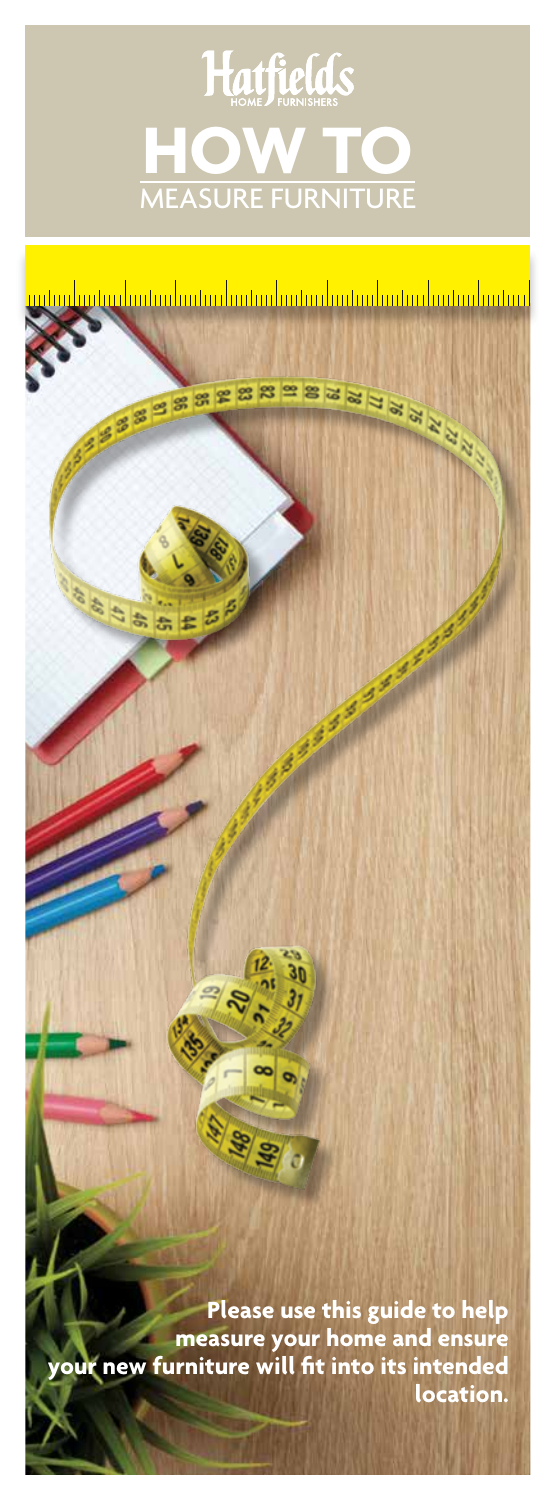Hatfields

HOME FURNISHERS

# HOW TO

## MEASURE FURNITURE

**Please use this guide to help measure your home and ensure your new furniture will fit into its intended location.**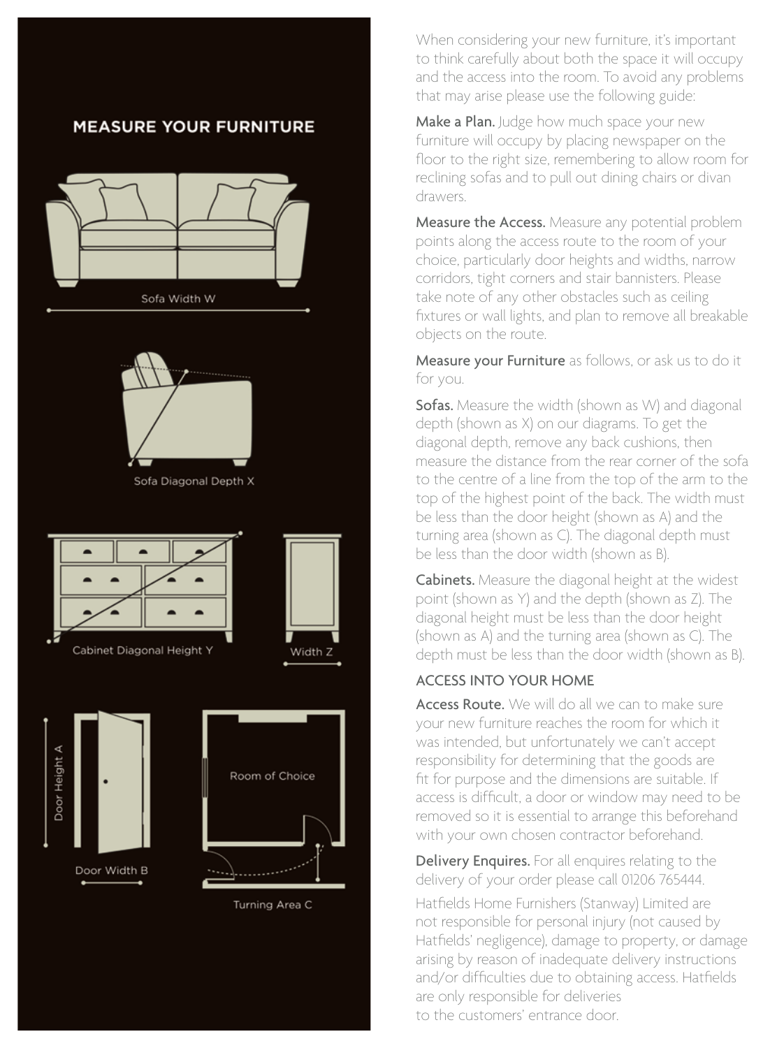## MEASURE YOUR FURNITURE

Sofa Width W

Sofa Diagonal Depth X

Cabinet Diagonal Height Y

Width Z

Door Height A

Door Width B

Room of Choice

Turning Area C

When considering your new furniture, it's important to think carefully about both the space it will occupy and the access into the room. To avoid any problems that may arise please use the following guide:

**Make a Plan.** Judge how much space your new furniture will occupy by placing newspaper on the floor to the right size, remembering to allow room for reclining sofas and to pull out dining chairs or divan drawers.

**Measure the Access.** Measure any potential problem points along the access route to the room of your choice, particularly door heights and widths, narrow corridors, tight corners and stair bannisters. Please take note of any other obstacles such as ceiling fixtures or wall lights, and plan to remove all breakable objects on the route.

**Measure your Furniture** as follows, or ask us to do it for you.

**Sofas.** Measure the width (shown as W) and diagonal depth (shown as X) on our diagrams. To get the diagonal depth, remove any back cushions, then measure the distance from the rear corner of the sofa to the centre of a line from the top of the arm to the top of the highest point of the back. The width must be less than the door height (shown as A) and the turning area (shown as C). The diagonal depth must be less than the door width (shown as B).

**Cabinets.** Measure the diagonal height at the widest point (shown as Y) and the depth (shown as Z). The diagonal height must be less than the door height (shown as A) and the turning area (shown as C). The depth must be less than the door width (shown as B).

### ACCESS INTO YOUR HOME

**Access Route.** We will do all we can to make sure your new furniture reaches the room for which it was intended, but unfortunately we can't accept responsibility for determining that the goods are fit for purpose and the dimensions are suitable. If access is difficult, a door or window may need to be removed so it is essential to arrange this beforehand with your own chosen contractor beforehand.

**Delivery Enquires.** For all enquires relating to the delivery of your order please call 01206 765444.

Hatfields Home Furnishers (Stanway) Limited are not responsible for personal injury (not caused by Hatfields' negligence), damage to property, or damage arising by reason of inadequate delivery instructions and/or difficulties due to obtaining access. Hatfields are only responsible for deliveries to the customers' entrance door.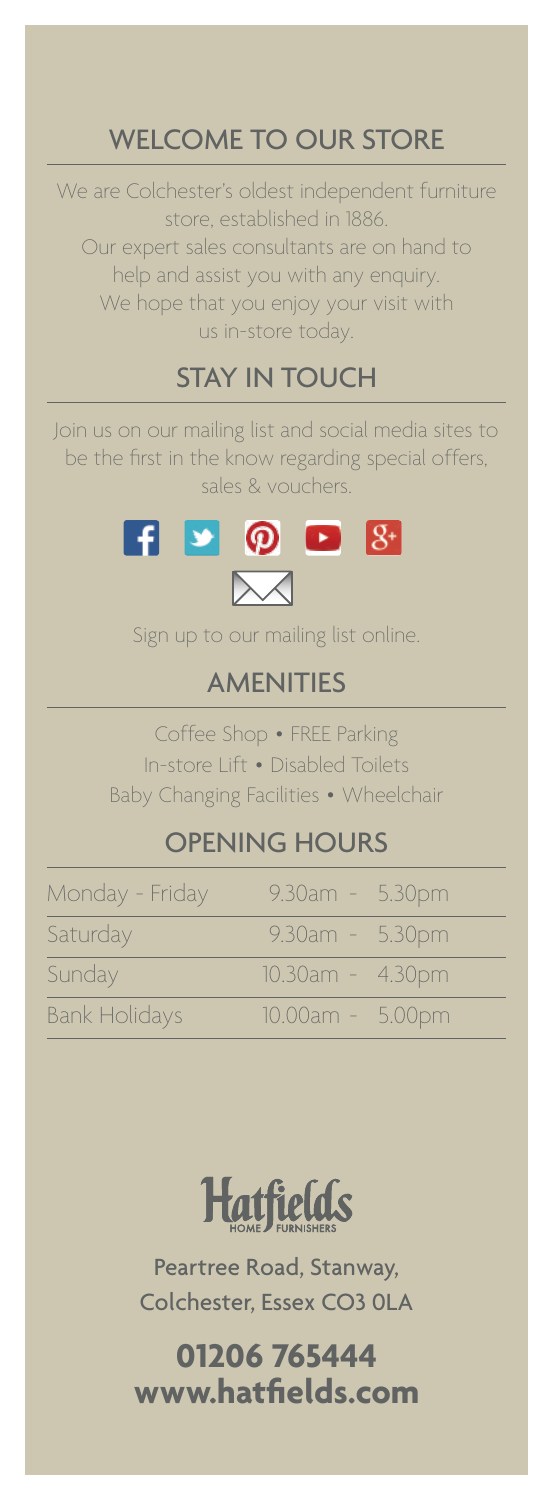## WELCOME TO OUR STORE

We are Colchester's oldest independent furniture store, established in 1886.
Our expert sales consultants are on hand to help and assist you with any enquiry.
We hope that you enjoy your visit with us in-store today.

## STAY IN TOUCH

Join us on our mailing list and social media sites to be the first in the know regarding special offers, sales & vouchers.

Sign up to our mailing list online.

## AMENITIES

Coffee Shop • FREE Parking
In-store Lift • Disabled Toilets
Baby Changing Facilities • Wheelchair

## OPENING HOURS

| | |
|---|---|
| Monday - Friday | 9.30am - 5.30pm |
| Saturday | 9.30am - 5.30pm |
| Sunday | 10.30am - 4.30pm |
| Bank Holidays | 10.00am - 5.00pm |

Hatfields
HOME FURNISHERS

Peartree Road, Stanway,
Colchester, Essex CO3 0LA

**01206 765444**
**www.hatfields.com**